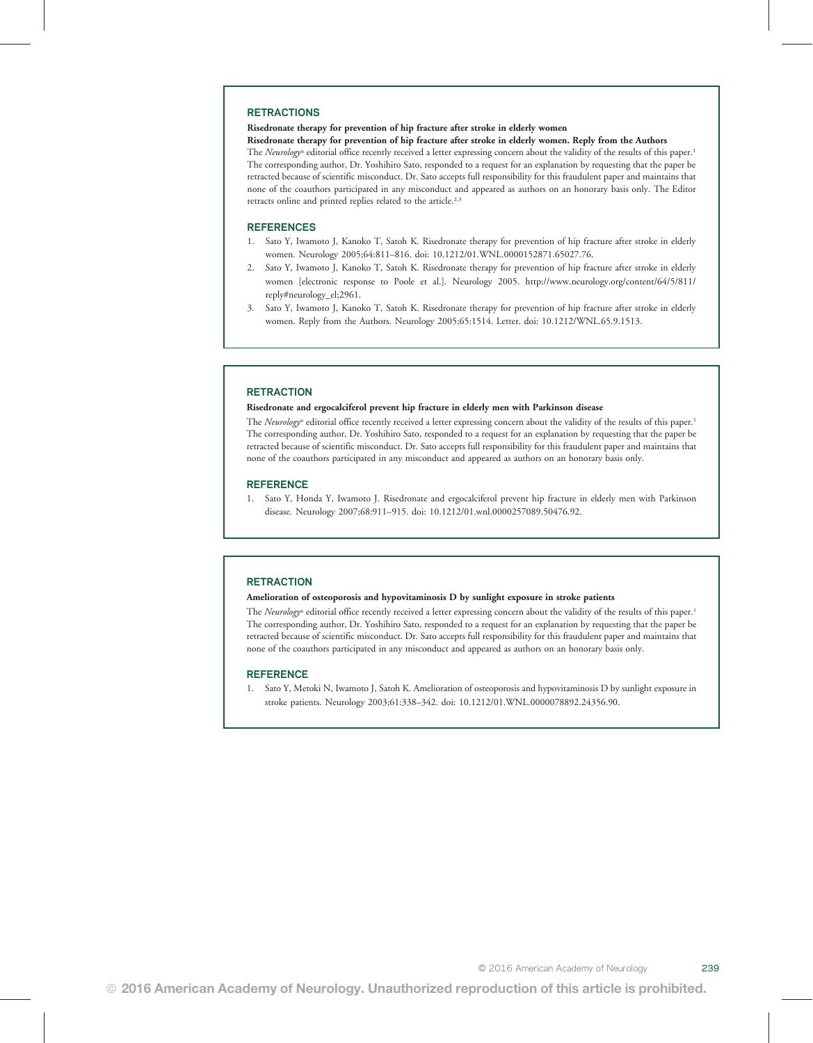## RETRACTIONS

**Risedronate therapy for prevention of hip fracture after stroke in elderly women**

**Risedronate therapy for prevention of hip fracture after stroke in elderly women. Reply from the Authors**

The *Neurology*® editorial office recently received a letter expressing concern about the validity of the results of this paper.[1] The corresponding author, Dr. Yoshihiro Sato, responded to a request for an explanation by requesting that the paper be retracted because of scientific misconduct. Dr. Sato accepts full responsibility for this fraudulent paper and maintains that none of the coauthors participated in any misconduct and appeared as authors on an honorary basis only. The Editor retracts online and printed replies related to the article.[2,3]

### REFERENCES

1. Sato Y, Iwamoto J, Kanoko T, Satoh K. Risedronate therapy for prevention of hip fracture after stroke in elderly women. Neurology 2005;64:811–816. doi: 10.1212/01.WNL.0000152871.65027.76.
2. Sato Y, Iwamoto J, Kanoko T, Satoh K. Risedronate therapy for prevention of hip fracture after stroke in elderly women [electronic response to Poole et al.]. Neurology 2005. http://www.neurology.org/content/64/5/811/reply#neurology_el;2961.
3. Sato Y, Iwamoto J, Kanoko T, Satoh K. Risedronate therapy for prevention of hip fracture after stroke in elderly women. Reply from the Authors. Neurology 2005;65:1514. Letter. doi: 10.1212/WNL.65.9.1513.

## RETRACTION

**Risedronate and ergocalciferol prevent hip fracture in elderly men with Parkinson disease**

The *Neurology*® editorial office recently received a letter expressing concern about the validity of the results of this paper.[1] The corresponding author, Dr. Yoshihiro Sato, responded to a request for an explanation by requesting that the paper be retracted because of scientific misconduct. Dr. Sato accepts full responsibility for this fraudulent paper and maintains that none of the coauthors participated in any misconduct and appeared as authors on an honorary basis only.

### REFERENCE

1. Sato Y, Honda Y, Iwamoto J. Risedronate and ergocalciferol prevent hip fracture in elderly men with Parkinson disease. Neurology 2007;68:911–915. doi: 10.1212/01.wnl.0000257089.50476.92.

## RETRACTION

**Amelioration of osteoporosis and hypovitaminosis D by sunlight exposure in stroke patients**

The *Neurology*® editorial office recently received a letter expressing concern about the validity of the results of this paper.[1] The corresponding author, Dr. Yoshihiro Sato, responded to a request for an explanation by requesting that the paper be retracted because of scientific misconduct. Dr. Sato accepts full responsibility for this fraudulent paper and maintains that none of the coauthors participated in any misconduct and appeared as authors on an honorary basis only.

### REFERENCE

1. Sato Y, Metoki N, Iwamoto J, Satoh K. Amelioration of osteoporosis and hypovitaminosis D by sunlight exposure in stroke patients. Neurology 2003;61:338–342. doi: 10.1212/01.WNL.0000078892.24356.90.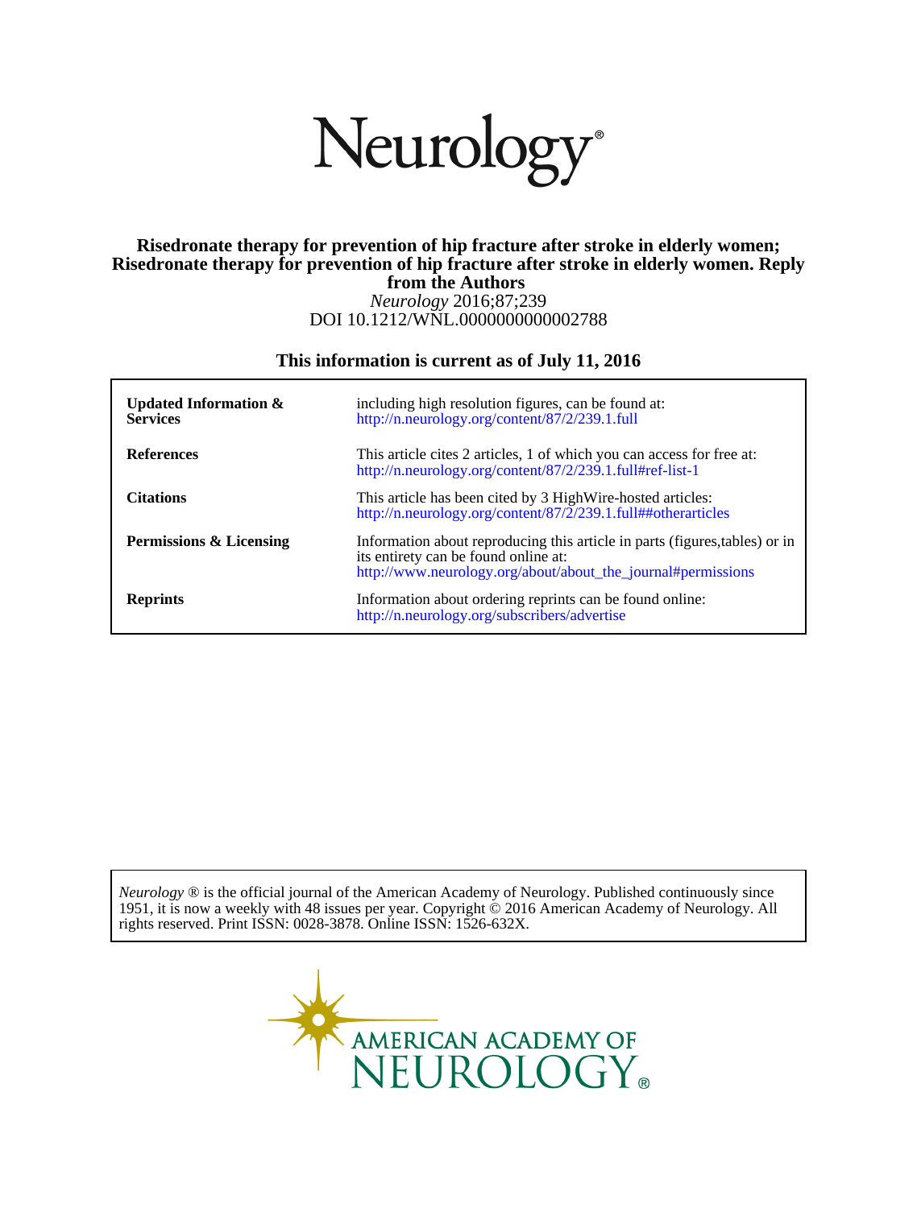# Neurology®

**Risedronate therapy for prevention of hip fracture after stroke in elderly women; Risedronate therapy for prevention of hip fracture after stroke in elderly women. Reply from the Authors**

*Neurology* 2016;87;239

DOI 10.1212/WNL.0000000000002788

**This information is current as of July 11, 2016**

| | |
|---|---|
| **Updated Information & Services** | including high resolution figures, can be found at: http://n.neurology.org/content/87/2/239.1.full |
| **References** | This article cites 2 articles, 1 of which you can access for free at: http://n.neurology.org/content/87/2/239.1.full#ref-list-1 |
| **Citations** | This article has been cited by 3 HighWire-hosted articles: http://n.neurology.org/content/87/2/239.1.full##otherarticles |
| **Permissions & Licensing** | Information about reproducing this article in parts (figures,tables) or in its entirety can be found online at: http://www.neurology.org/about/about_the_journal#permissions |
| **Reprints** | Information about ordering reprints can be found online: http://n.neurology.org/subscribers/advertise |

*Neurology* ® is the official journal of the American Academy of Neurology. Published continuously since 1951, it is now a weekly with 48 issues per year. Copyright © 2016 American Academy of Neurology. All rights reserved. Print ISSN: 0028-3878. Online ISSN: 1526-632X.

AMERICAN ACADEMY OF NEUROLOGY®